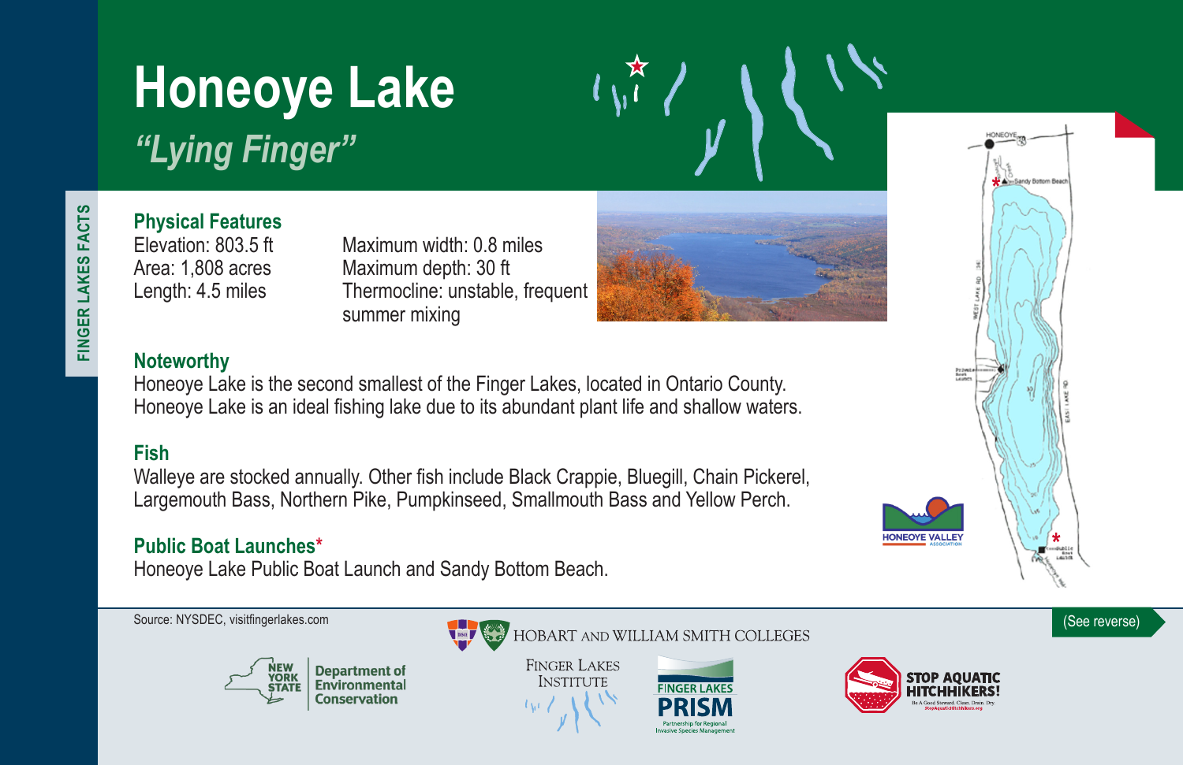FINGER LAKES FACTS

# Honeoye Lake

## *"Lying Finger"*

### Physical Features

Elevation: 803.5 ft
Area: 1,808 acres
Length: 4.5 miles

Maximum width: 0.8 miles
Maximum depth: 30 ft
Thermocline: unstable, frequent summer mixing

### Noteworthy

Honeoye Lake is the second smallest of the Finger Lakes, located in Ontario County. Honeoye Lake is an ideal fishing lake due to its abundant plant life and shallow waters.

### Fish

Walleye are stocked annually. Other fish include Black Crappie, Bluegill, Chain Pickerel, Largemouth Bass, Northern Pike, Pumpkinseed, Smallmouth Bass and Yellow Perch.

### Public Boat Launches*

Honeoye Lake Public Boat Launch and Sandy Bottom Beach.

HONEOYE VALLEY ASSOCIATION

(See reverse)

Source: NYSDEC, visitfingerlakes.com

NEW YORK STATE Department of Environmental Conservation

HOBART AND WILLIAM SMITH COLLEGES

FINGER LAKES INSTITUTE

FINGER LAKES PRISM Partnership for Regional Invasive Species Management

STOP AQUATIC HITCHHIKERS! Be A Good Steward. Clean. Drain. Dry. StopAquaticHitchhikers.org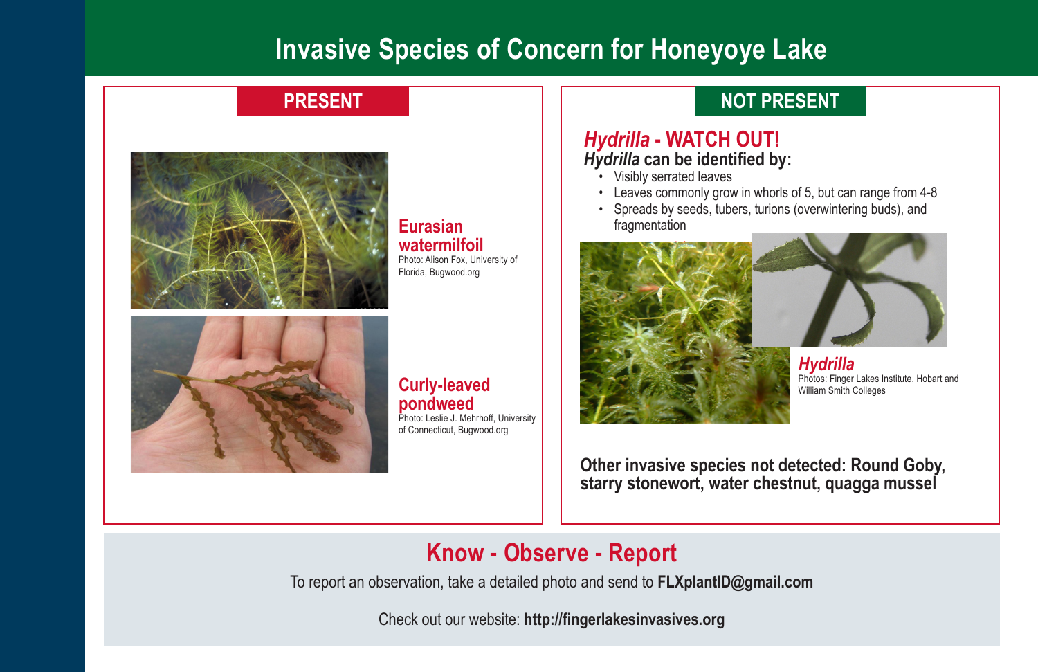# Invasive Species of Concern for Honeyoye Lake

## PRESENT

**Eurasian watermilfoil**
Photo: Alison Fox, University of Florida, Bugwood.org

**Curly-leaved pondweed**
Photo: Leslie J. Mehrhoff, University of Connecticut, Bugwood.org

## NOT PRESENT

### *Hydrilla* - WATCH OUT!

***Hydrilla* can be identified by:**

- Visibly serrated leaves
- Leaves commonly grow in whorls of 5, but can range from 4-8
- Spreads by seeds, tubers, turions (overwintering buds), and fragmentation

***Hydrilla***
Photos: Finger Lakes Institute, Hobart and William Smith Colleges

**Other invasive species not detected: Round Goby, starry stonewort, water chestnut, quagga mussel**

## Know - Observe - Report

To report an observation, take a detailed photo and send to **FLXplantID@gmail.com**

Check out our website: **http://fingerlakesinvasives.org**